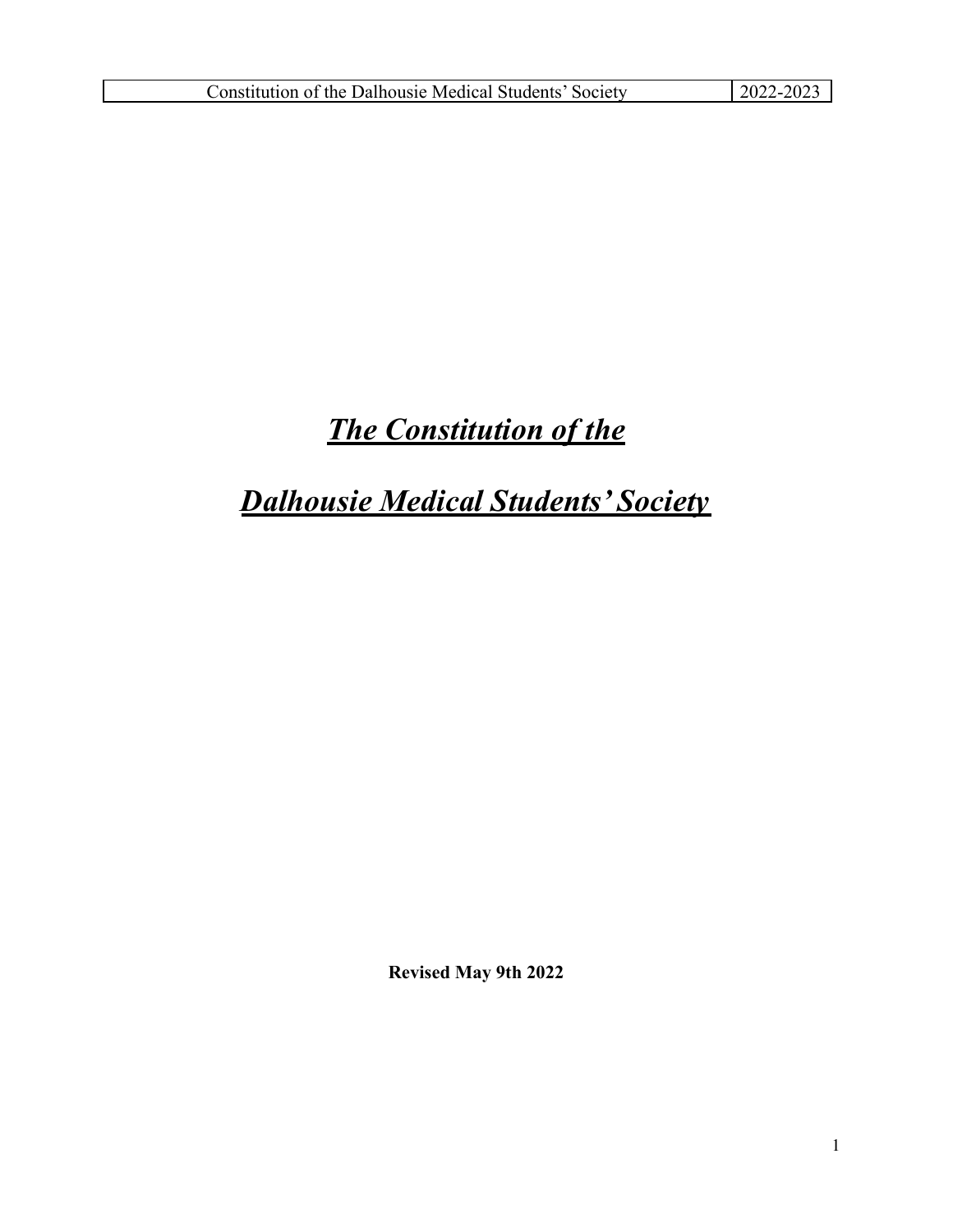# ***The Constitution of the***

# ***Dalhousie Medical Students' Society***

**Revised May 9th 2022**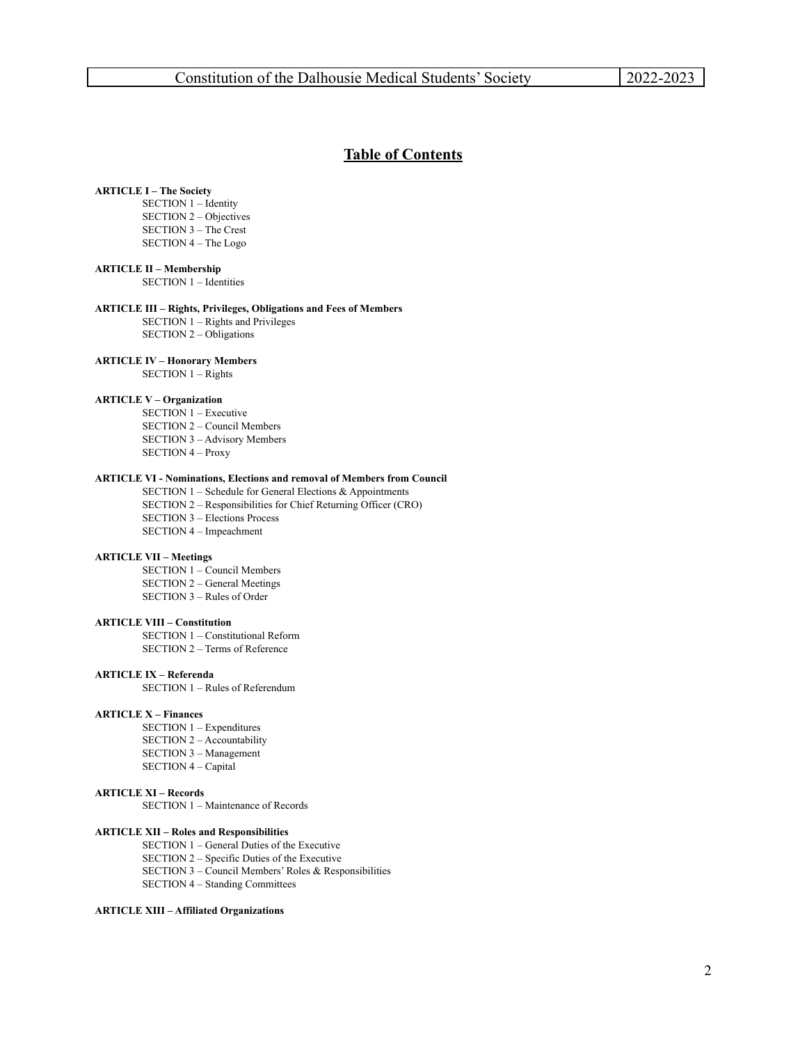# Table of Contents

**ARTICLE I – The Society**

- SECTION 1 – Identity
- SECTION 2 – Objectives
- SECTION 3 – The Crest
- SECTION 4 – The Logo

**ARTICLE II – Membership**

- SECTION 1 – Identities

**ARTICLE III – Rights, Privileges, Obligations and Fees of Members**

- SECTION 1 – Rights and Privileges
- SECTION 2 – Obligations

**ARTICLE IV – Honorary Members**

- SECTION 1 – Rights

**ARTICLE V – Organization**

- SECTION 1 – Executive
- SECTION 2 – Council Members
- SECTION 3 – Advisory Members
- SECTION 4 – Proxy

**ARTICLE VI - Nominations, Elections and removal of Members from Council**

- SECTION 1 – Schedule for General Elections & Appointments
- SECTION 2 – Responsibilities for Chief Returning Officer (CRO)
- SECTION 3 – Elections Process
- SECTION 4 – Impeachment

**ARTICLE VII – Meetings**

- SECTION 1 – Council Members
- SECTION 2 – General Meetings
- SECTION 3 – Rules of Order

**ARTICLE VIII – Constitution**

- SECTION 1 – Constitutional Reform
- SECTION 2 – Terms of Reference

**ARTICLE IX – Referenda**

- SECTION 1 – Rules of Referendum

**ARTICLE X – Finances**

- SECTION 1 – Expenditures
- SECTION 2 – Accountability
- SECTION 3 – Management
- SECTION 4 – Capital

**ARTICLE XI – Records**

- SECTION 1 – Maintenance of Records

**ARTICLE XII – Roles and Responsibilities**

- SECTION 1 – General Duties of the Executive
- SECTION 2 – Specific Duties of the Executive
- SECTION 3 – Council Members' Roles & Responsibilities
- SECTION 4 – Standing Committees

**ARTICLE XIII – Affiliated Organizations**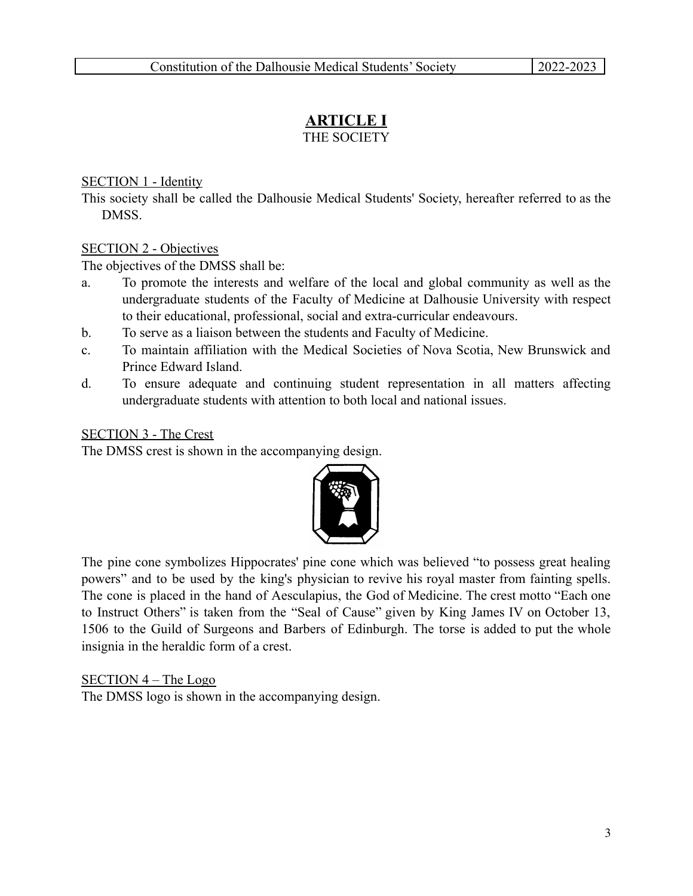# ARTICLE I

## THE SOCIETY

SECTION 1 - Identity

This society shall be called the Dalhousie Medical Students' Society, hereafter referred to as the DMSS.

SECTION 2 - Objectives

The objectives of the DMSS shall be:

a. To promote the interests and welfare of the local and global community as well as the undergraduate students of the Faculty of Medicine at Dalhousie University with respect to their educational, professional, social and extra-curricular endeavours.

b. To serve as a liaison between the students and Faculty of Medicine.

c. To maintain affiliation with the Medical Societies of Nova Scotia, New Brunswick and Prince Edward Island.

d. To ensure adequate and continuing student representation in all matters affecting undergraduate students with attention to both local and national issues.

SECTION 3 - The Crest

The DMSS crest is shown in the accompanying design.

The pine cone symbolizes Hippocrates' pine cone which was believed "to possess great healing powers" and to be used by the king's physician to revive his royal master from fainting spells. The cone is placed in the hand of Aesculapius, the God of Medicine. The crest motto "Each one to Instruct Others" is taken from the "Seal of Cause" given by King James IV on October 13, 1506 to the Guild of Surgeons and Barbers of Edinburgh. The torse is added to put the whole insignia in the heraldic form of a crest.

SECTION 4 – The Logo

The DMSS logo is shown in the accompanying design.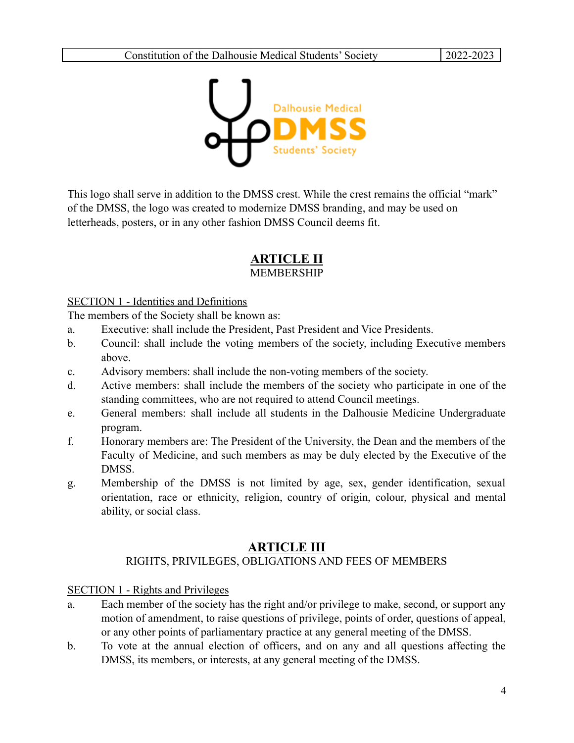This logo shall serve in addition to the DMSS crest. While the crest remains the official "mark" of the DMSS, the logo was created to modernize DMSS branding, and may be used on letterheads, posters, or in any other fashion DMSS Council deems fit.

## ARTICLE II
MEMBERSHIP

SECTION 1 - Identities and Definitions

The members of the Society shall be known as:

a. Executive: shall include the President, Past President and Vice Presidents.
b. Council: shall include the voting members of the society, including Executive members above.
c. Advisory members: shall include the non-voting members of the society.
d. Active members: shall include the members of the society who participate in one of the standing committees, who are not required to attend Council meetings.
e. General members: shall include all students in the Dalhousie Medicine Undergraduate program.
f. Honorary members are: The President of the University, the Dean and the members of the Faculty of Medicine, and such members as may be duly elected by the Executive of the DMSS.
g. Membership of the DMSS is not limited by age, sex, gender identification, sexual orientation, race or ethnicity, religion, country of origin, colour, physical and mental ability, or social class.

## ARTICLE III
RIGHTS, PRIVILEGES, OBLIGATIONS AND FEES OF MEMBERS

SECTION 1 - Rights and Privileges

a. Each member of the society has the right and/or privilege to make, second, or support any motion of amendment, to raise questions of privilege, points of order, questions of appeal, or any other points of parliamentary practice at any general meeting of the DMSS.
b. To vote at the annual election of officers, and on any and all questions affecting the DMSS, its members, or interests, at any general meeting of the DMSS.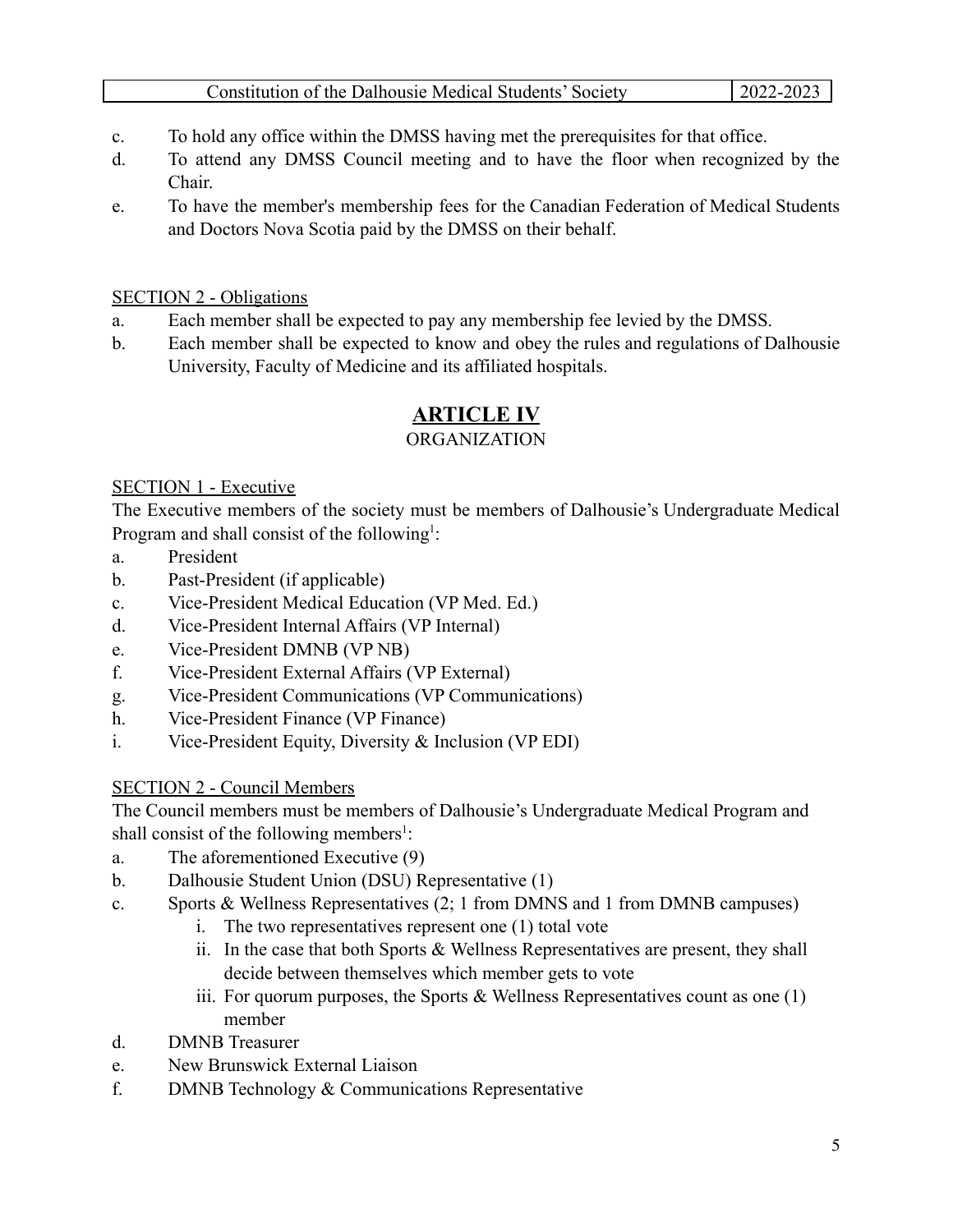c. To hold any office within the DMSS having met the prerequisites for that office.

d. To attend any DMSS Council meeting and to have the floor when recognized by the Chair.

e. To have the member's membership fees for the Canadian Federation of Medical Students and Doctors Nova Scotia paid by the DMSS on their behalf.

SECTION 2 - Obligations

a. Each member shall be expected to pay any membership fee levied by the DMSS.

b. Each member shall be expected to know and obey the rules and regulations of Dalhousie University, Faculty of Medicine and its affiliated hospitals.

## ARTICLE IV

ORGANIZATION

SECTION 1 - Executive

The Executive members of the society must be members of Dalhousie's Undergraduate Medical Program and shall consist of the following[1]:

a. President
b. Past-President (if applicable)
c. Vice-President Medical Education (VP Med. Ed.)
d. Vice-President Internal Affairs (VP Internal)
e. Vice-President DMNB (VP NB)
f. Vice-President External Affairs (VP External)
g. Vice-President Communications (VP Communications)
h. Vice-President Finance (VP Finance)
i. Vice-President Equity, Diversity & Inclusion (VP EDI)

SECTION 2 - Council Members

The Council members must be members of Dalhousie's Undergraduate Medical Program and shall consist of the following members[1]:

a. The aforementioned Executive (9)
b. Dalhousie Student Union (DSU) Representative (1)
c. Sports & Wellness Representatives (2; 1 from DMNS and 1 from DMNB campuses)
   i. The two representatives represent one (1) total vote
   ii. In the case that both Sports & Wellness Representatives are present, they shall decide between themselves which member gets to vote
   iii. For quorum purposes, the Sports & Wellness Representatives count as one (1) member
d. DMNB Treasurer
e. New Brunswick External Liaison
f. DMNB Technology & Communications Representative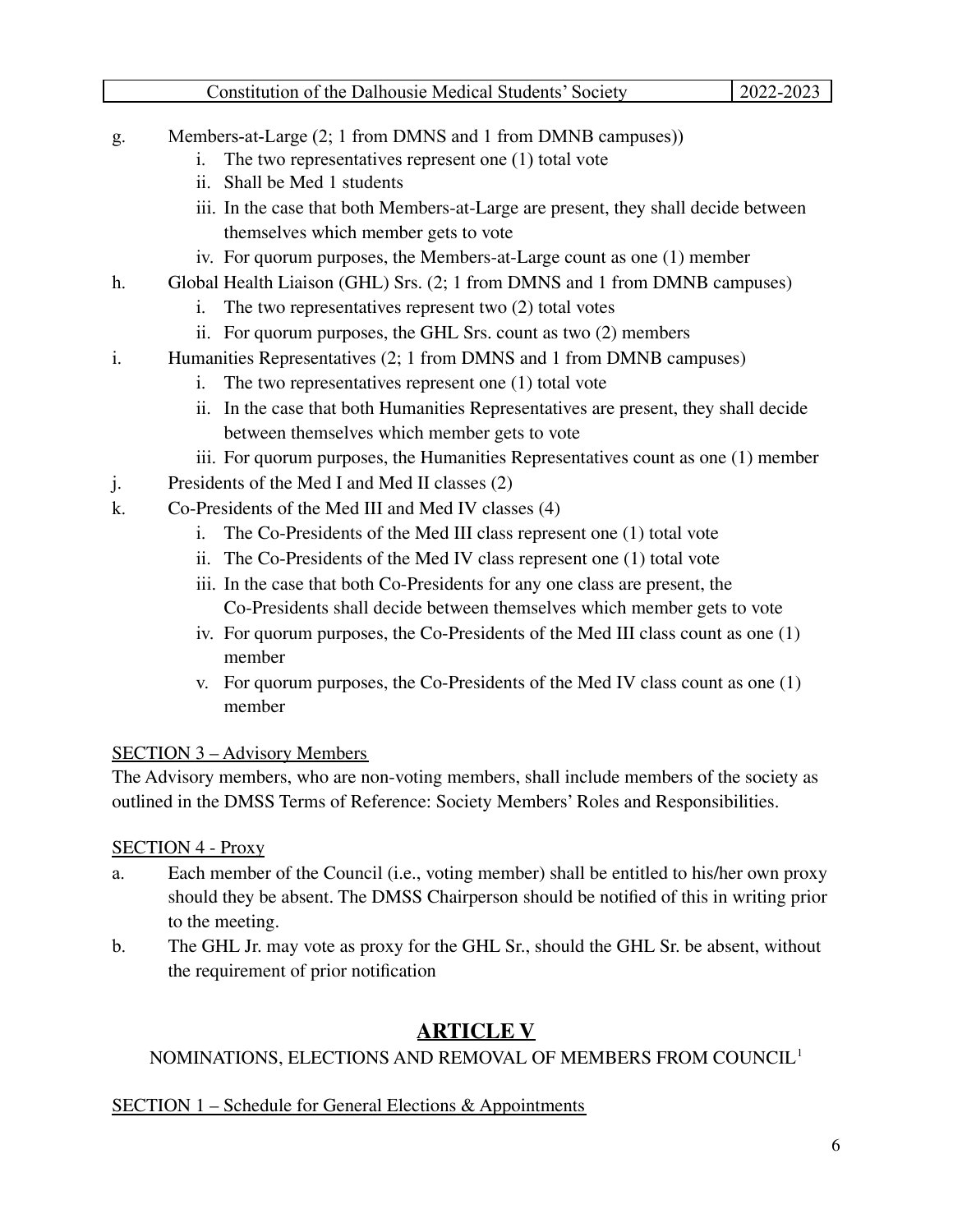g. Members-at-Large (2; 1 from DMNS and 1 from DMNB campuses))
   i. The two representatives represent one (1) total vote
   ii. Shall be Med 1 students
   iii. In the case that both Members-at-Large are present, they shall decide between themselves which member gets to vote
   iv. For quorum purposes, the Members-at-Large count as one (1) member

h. Global Health Liaison (GHL) Srs. (2; 1 from DMNS and 1 from DMNB campuses)
   i. The two representatives represent two (2) total votes
   ii. For quorum purposes, the GHL Srs. count as two (2) members

i. Humanities Representatives (2; 1 from DMNS and 1 from DMNB campuses)
   i. The two representatives represent one (1) total vote
   ii. In the case that both Humanities Representatives are present, they shall decide between themselves which member gets to vote
   iii. For quorum purposes, the Humanities Representatives count as one (1) member

j. Presidents of the Med I and Med II classes (2)

k. Co-Presidents of the Med III and Med IV classes (4)
   i. The Co-Presidents of the Med III class represent one (1) total vote
   ii. The Co-Presidents of the Med IV class represent one (1) total vote
   iii. In the case that both Co-Presidents for any one class are present, the Co-Presidents shall decide between themselves which member gets to vote
   iv. For quorum purposes, the Co-Presidents of the Med III class count as one (1) member
   v. For quorum purposes, the Co-Presidents of the Med IV class count as one (1) member

SECTION 3 – Advisory Members

The Advisory members, who are non-voting members, shall include members of the society as outlined in the DMSS Terms of Reference: Society Members' Roles and Responsibilities.

SECTION 4 - Proxy

a. Each member of the Council (i.e., voting member) shall be entitled to his/her own proxy should they be absent. The DMSS Chairperson should be notified of this in writing prior to the meeting.

b. The GHL Jr. may vote as proxy for the GHL Sr., should the GHL Sr. be absent, without the requirement of prior notification

## ARTICLE V

NOMINATIONS, ELECTIONS AND REMOVAL OF MEMBERS FROM COUNCIL[1]

SECTION 1 – Schedule for General Elections & Appointments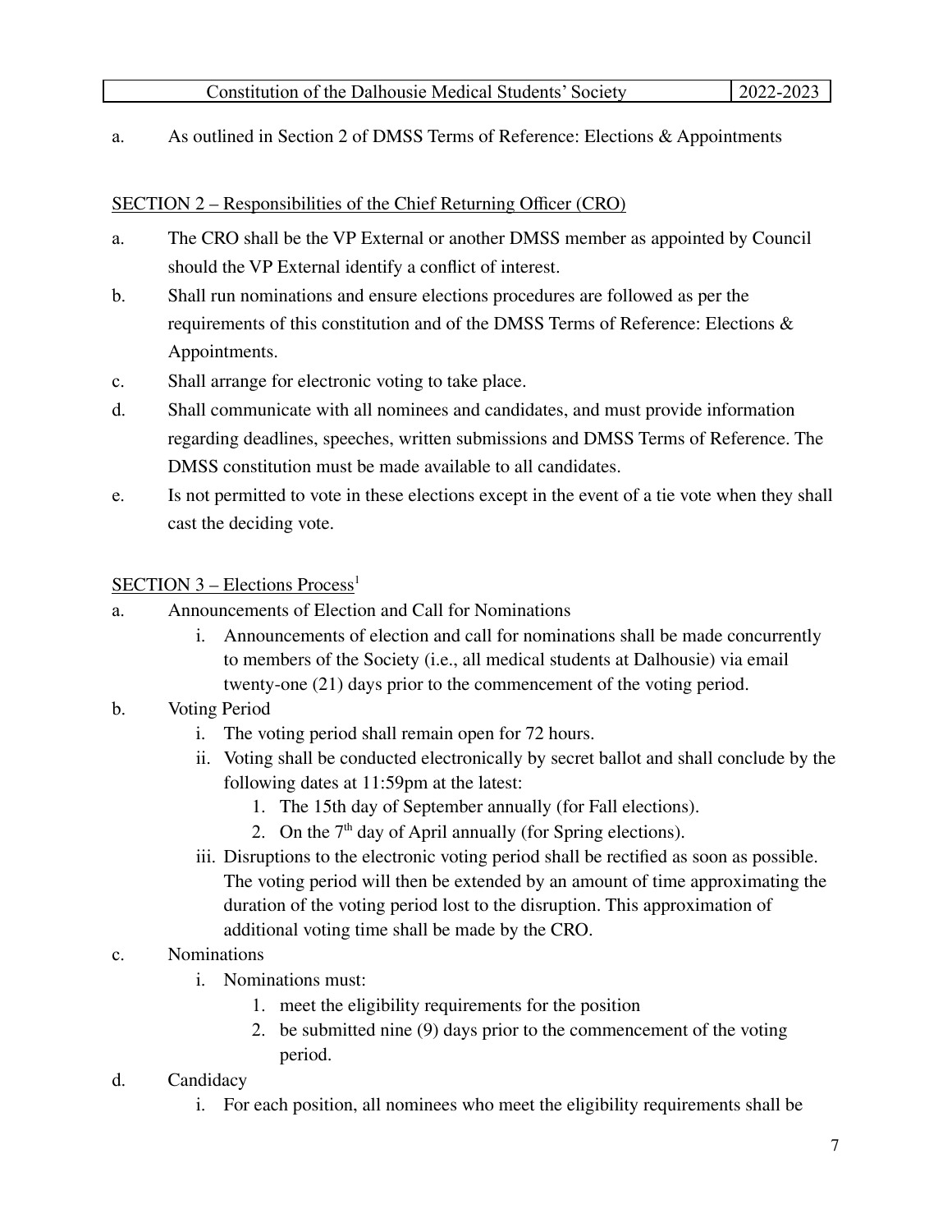a. As outlined in Section 2 of DMSS Terms of Reference: Elections & Appointments

SECTION 2 – Responsibilities of the Chief Returning Officer (CRO)

a. The CRO shall be the VP External or another DMSS member as appointed by Council should the VP External identify a conflict of interest.
b. Shall run nominations and ensure elections procedures are followed as per the requirements of this constitution and of the DMSS Terms of Reference: Elections & Appointments.
c. Shall arrange for electronic voting to take place.
d. Shall communicate with all nominees and candidates, and must provide information regarding deadlines, speeches, written submissions and DMSS Terms of Reference. The DMSS constitution must be made available to all candidates.
e. Is not permitted to vote in these elections except in the event of a tie vote when they shall cast the deciding vote.

SECTION 3 – Elections Process[1]

a. Announcements of Election and Call for Nominations
   i. Announcements of election and call for nominations shall be made concurrently to members of the Society (i.e., all medical students at Dalhousie) via email twenty-one (21) days prior to the commencement of the voting period.
b. Voting Period
   i. The voting period shall remain open for 72 hours.
   ii. Voting shall be conducted electronically by secret ballot and shall conclude by the following dates at 11:59pm at the latest:
      1. The 15th day of September annually (for Fall elections).
      2. On the 7th day of April annually (for Spring elections).
   iii. Disruptions to the electronic voting period shall be rectified as soon as possible. The voting period will then be extended by an amount of time approximating the duration of the voting period lost to the disruption. This approximation of additional voting time shall be made by the CRO.
c. Nominations
   i. Nominations must:
      1. meet the eligibility requirements for the position
      2. be submitted nine (9) days prior to the commencement of the voting period.
d. Candidacy
   i. For each position, all nominees who meet the eligibility requirements shall be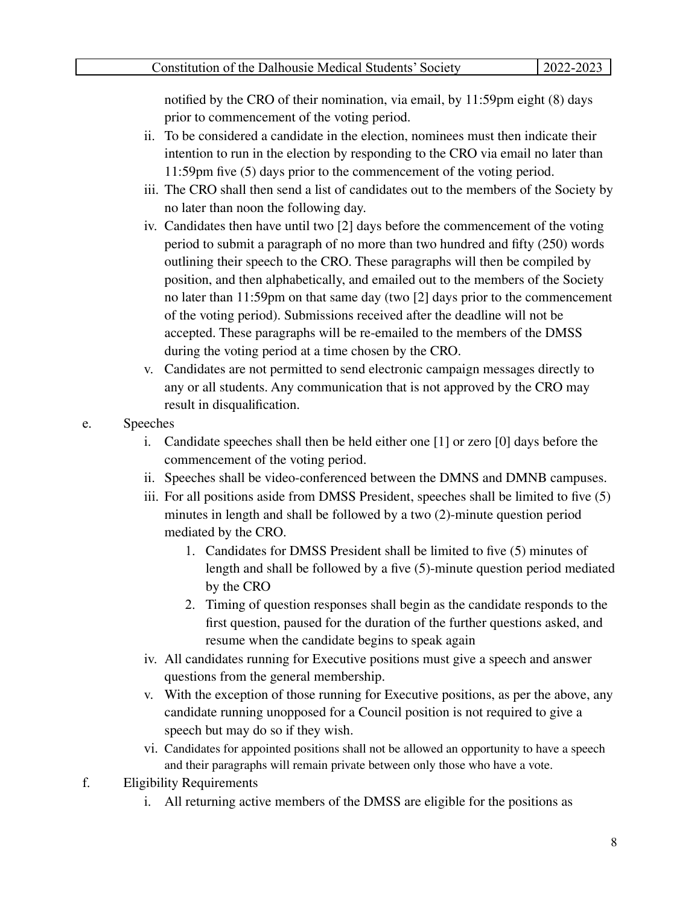notified by the CRO of their nomination, via email, by 11:59pm eight (8) days prior to commencement of the voting period.

ii. To be considered a candidate in the election, nominees must then indicate their intention to run in the election by responding to the CRO via email no later than 11:59pm five (5) days prior to the commencement of the voting period.

iii. The CRO shall then send a list of candidates out to the members of the Society by no later than noon the following day.

iv. Candidates then have until two [2] days before the commencement of the voting period to submit a paragraph of no more than two hundred and fifty (250) words outlining their speech to the CRO. These paragraphs will then be compiled by position, and then alphabetically, and emailed out to the members of the Society no later than 11:59pm on that same day (two [2] days prior to the commencement of the voting period). Submissions received after the deadline will not be accepted. These paragraphs will be re-emailed to the members of the DMSS during the voting period at a time chosen by the CRO.

v. Candidates are not permitted to send electronic campaign messages directly to any or all students. Any communication that is not approved by the CRO may result in disqualification.

e. Speeches

i. Candidate speeches shall then be held either one [1] or zero [0] days before the commencement of the voting period.

ii. Speeches shall be video-conferenced between the DMNS and DMNB campuses.

iii. For all positions aside from DMSS President, speeches shall be limited to five (5) minutes in length and shall be followed by a two (2)-minute question period mediated by the CRO.

1. Candidates for DMSS President shall be limited to five (5) minutes of length and shall be followed by a five (5)-minute question period mediated by the CRO
2. Timing of question responses shall begin as the candidate responds to the first question, paused for the duration of the further questions asked, and resume when the candidate begins to speak again

iv. All candidates running for Executive positions must give a speech and answer questions from the general membership.

v. With the exception of those running for Executive positions, as per the above, any candidate running unopposed for a Council position is not required to give a speech but may do so if they wish.

vi. Candidates for appointed positions shall not be allowed an opportunity to have a speech and their paragraphs will remain private between only those who have a vote.

f. Eligibility Requirements

i. All returning active members of the DMSS are eligible for the positions as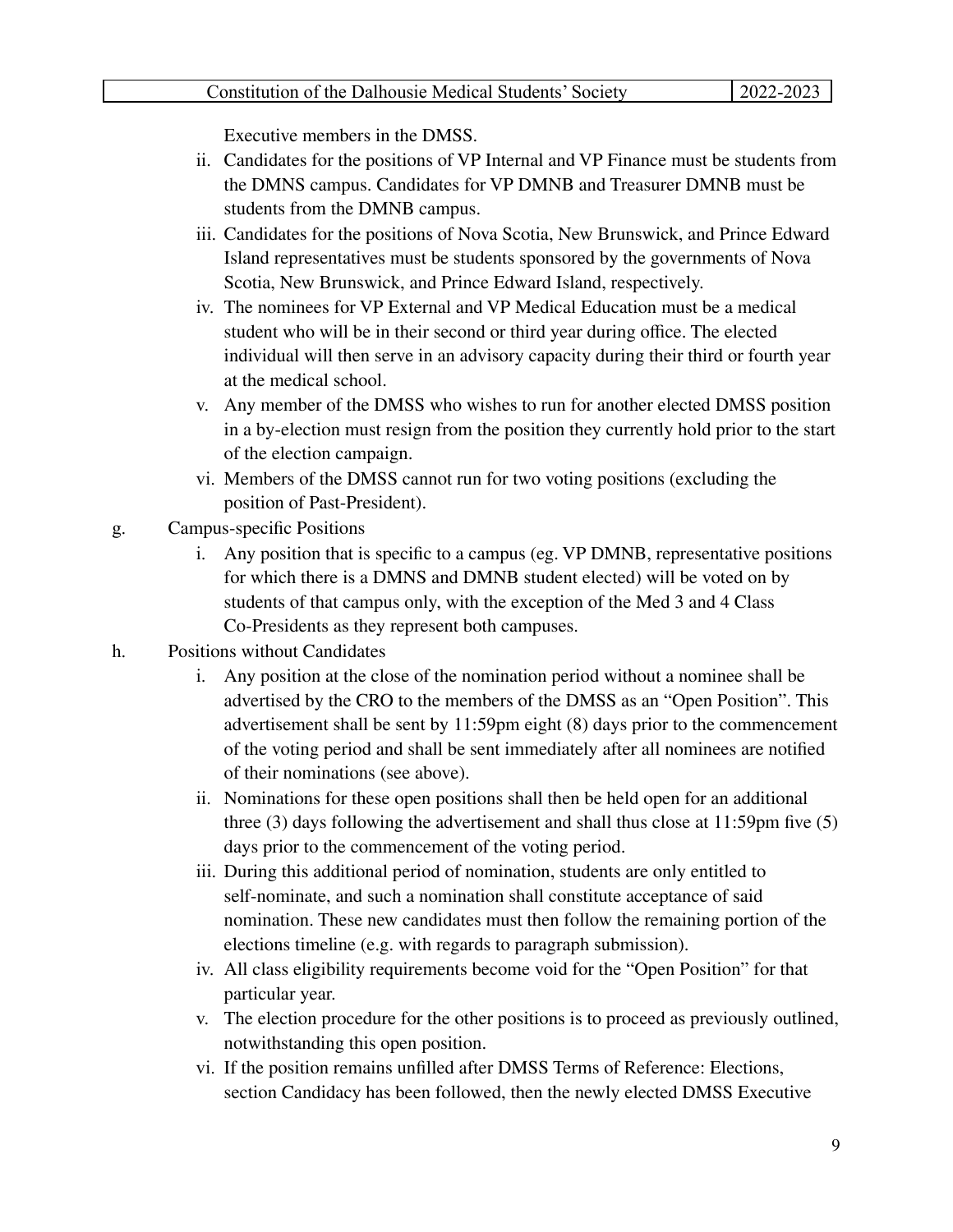Executive members in the DMSS.

ii. Candidates for the positions of VP Internal and VP Finance must be students from the DMNS campus. Candidates for VP DMNB and Treasurer DMNB must be students from the DMNB campus.

iii. Candidates for the positions of Nova Scotia, New Brunswick, and Prince Edward Island representatives must be students sponsored by the governments of Nova Scotia, New Brunswick, and Prince Edward Island, respectively.

iv. The nominees for VP External and VP Medical Education must be a medical student who will be in their second or third year during office. The elected individual will then serve in an advisory capacity during their third or fourth year at the medical school.

v. Any member of the DMSS who wishes to run for another elected DMSS position in a by-election must resign from the position they currently hold prior to the start of the election campaign.

vi. Members of the DMSS cannot run for two voting positions (excluding the position of Past-President).

g. Campus-specific Positions

i. Any position that is specific to a campus (eg. VP DMNB, representative positions for which there is a DMNS and DMNB student elected) will be voted on by students of that campus only, with the exception of the Med 3 and 4 Class Co-Presidents as they represent both campuses.

h. Positions without Candidates

i. Any position at the close of the nomination period without a nominee shall be advertised by the CRO to the members of the DMSS as an "Open Position". This advertisement shall be sent by 11:59pm eight (8) days prior to the commencement of the voting period and shall be sent immediately after all nominees are notified of their nominations (see above).

ii. Nominations for these open positions shall then be held open for an additional three (3) days following the advertisement and shall thus close at 11:59pm five (5) days prior to the commencement of the voting period.

iii. During this additional period of nomination, students are only entitled to self-nominate, and such a nomination shall constitute acceptance of said nomination. These new candidates must then follow the remaining portion of the elections timeline (e.g. with regards to paragraph submission).

iv. All class eligibility requirements become void for the "Open Position" for that particular year.

v. The election procedure for the other positions is to proceed as previously outlined, notwithstanding this open position.

vi. If the position remains unfilled after DMSS Terms of Reference: Elections, section Candidacy has been followed, then the newly elected DMSS Executive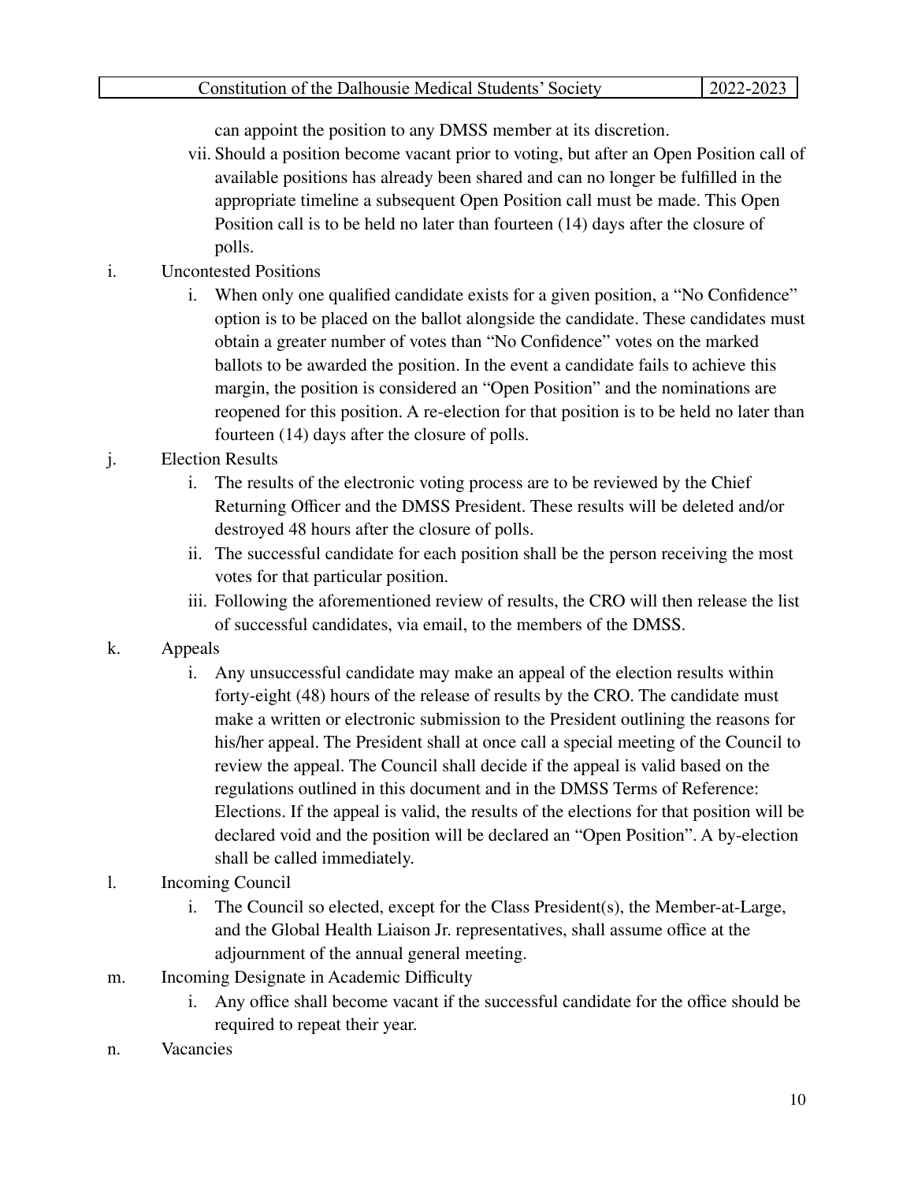can appoint the position to any DMSS member at its discretion.

vii. Should a position become vacant prior to voting, but after an Open Position call of available positions has already been shared and can no longer be fulfilled in the appropriate timeline a subsequent Open Position call must be made. This Open Position call is to be held no later than fourteen (14) days after the closure of polls.

i. Uncontested Positions

    i. When only one qualified candidate exists for a given position, a "No Confidence" option is to be placed on the ballot alongside the candidate. These candidates must obtain a greater number of votes than "No Confidence" votes on the marked ballots to be awarded the position. In the event a candidate fails to achieve this margin, the position is considered an "Open Position" and the nominations are reopened for this position. A re-election for that position is to be held no later than fourteen (14) days after the closure of polls.

j. Election Results

    i. The results of the electronic voting process are to be reviewed by the Chief Returning Officer and the DMSS President. These results will be deleted and/or destroyed 48 hours after the closure of polls.

    ii. The successful candidate for each position shall be the person receiving the most votes for that particular position.

    iii. Following the aforementioned review of results, the CRO will then release the list of successful candidates, via email, to the members of the DMSS.

k. Appeals

    i. Any unsuccessful candidate may make an appeal of the election results within forty-eight (48) hours of the release of results by the CRO. The candidate must make a written or electronic submission to the President outlining the reasons for his/her appeal. The President shall at once call a special meeting of the Council to review the appeal. The Council shall decide if the appeal is valid based on the regulations outlined in this document and in the DMSS Terms of Reference: Elections. If the appeal is valid, the results of the elections for that position will be declared void and the position will be declared an "Open Position". A by-election shall be called immediately.

l. Incoming Council

    i. The Council so elected, except for the Class President(s), the Member-at-Large, and the Global Health Liaison Jr. representatives, shall assume office at the adjournment of the annual general meeting.

m. Incoming Designate in Academic Difficulty

    i. Any office shall become vacant if the successful candidate for the office should be required to repeat their year.

n. Vacancies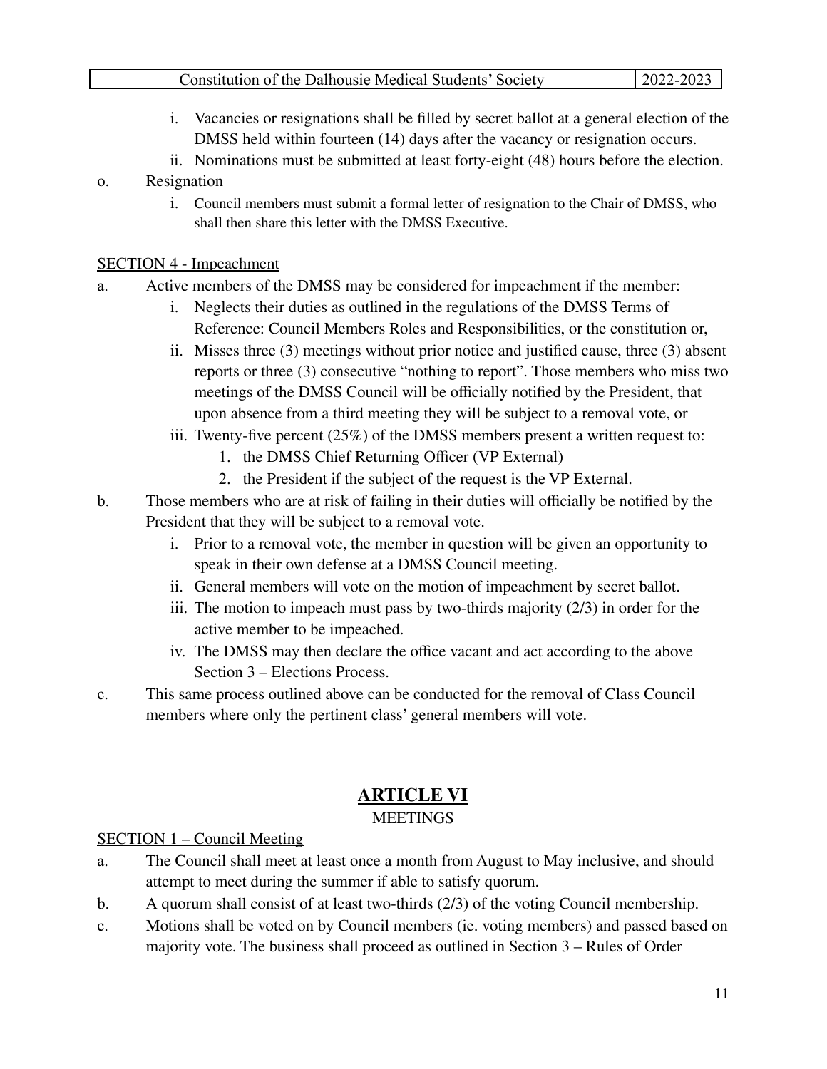i. Vacancies or resignations shall be filled by secret ballot at a general election of the DMSS held within fourteen (14) days after the vacancy or resignation occurs.
   ii. Nominations must be submitted at least forty-eight (48) hours before the election.

o. Resignation
   i. Council members must submit a formal letter of resignation to the Chair of DMSS, who shall then share this letter with the DMSS Executive.

SECTION 4 - Impeachment

a. Active members of the DMSS may be considered for impeachment if the member:
   i. Neglects their duties as outlined in the regulations of the DMSS Terms of Reference: Council Members Roles and Responsibilities, or the constitution or,
   ii. Misses three (3) meetings without prior notice and justified cause, three (3) absent reports or three (3) consecutive "nothing to report". Those members who miss two meetings of the DMSS Council will be officially notified by the President, that upon absence from a third meeting they will be subject to a removal vote, or
   iii. Twenty-five percent (25%) of the DMSS members present a written request to:
      1. the DMSS Chief Returning Officer (VP External)
      2. the President if the subject of the request is the VP External.

b. Those members who are at risk of failing in their duties will officially be notified by the President that they will be subject to a removal vote.
   i. Prior to a removal vote, the member in question will be given an opportunity to speak in their own defense at a DMSS Council meeting.
   ii. General members will vote on the motion of impeachment by secret ballot.
   iii. The motion to impeach must pass by two-thirds majority (2/3) in order for the active member to be impeached.
   iv. The DMSS may then declare the office vacant and act according to the above Section 3 – Elections Process.

c. This same process outlined above can be conducted for the removal of Class Council members where only the pertinent class' general members will vote.

# ARTICLE VI

## MEETINGS

SECTION 1 – Council Meeting

a. The Council shall meet at least once a month from August to May inclusive, and should attempt to meet during the summer if able to satisfy quorum.

b. A quorum shall consist of at least two-thirds (2/3) of the voting Council membership.

c. Motions shall be voted on by Council members (ie. voting members) and passed based on majority vote. The business shall proceed as outlined in Section 3 – Rules of Order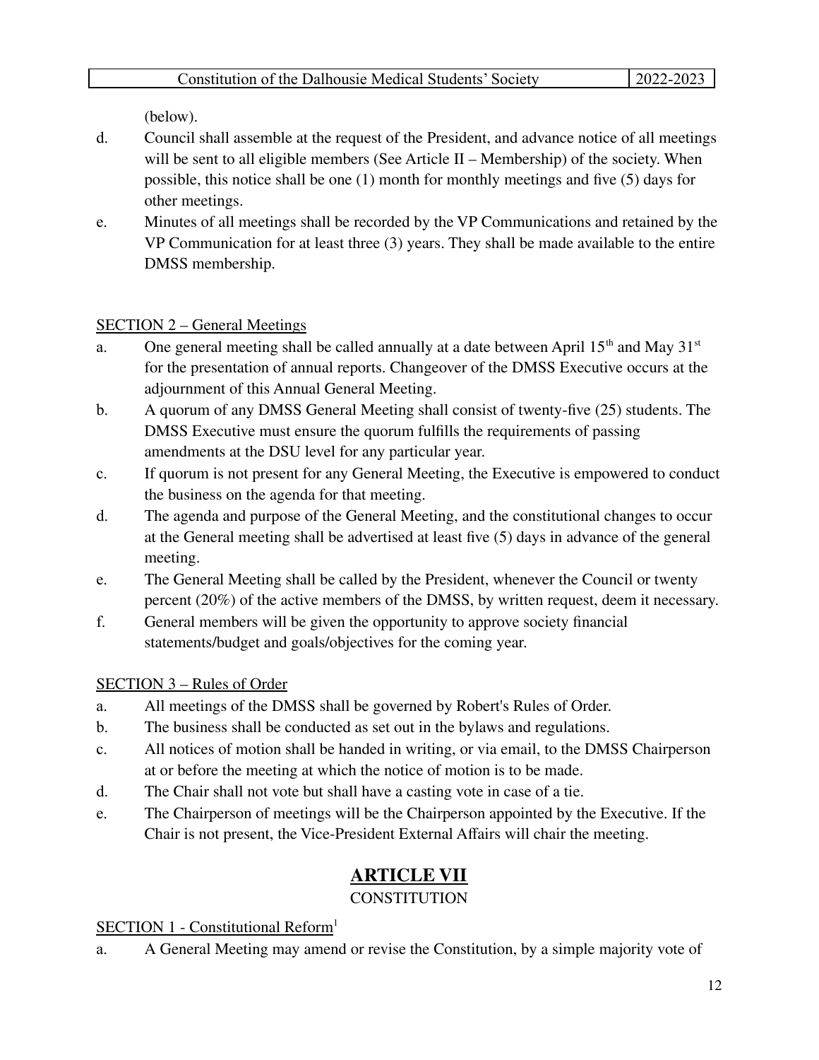(below).

d. Council shall assemble at the request of the President, and advance notice of all meetings will be sent to all eligible members (See Article II – Membership) of the society. When possible, this notice shall be one (1) month for monthly meetings and five (5) days for other meetings.

e. Minutes of all meetings shall be recorded by the VP Communications and retained by the VP Communication for at least three (3) years. They shall be made available to the entire DMSS membership.

SECTION 2 – General Meetings

a. One general meeting shall be called annually at a date between April 15th and May 31st for the presentation of annual reports. Changeover of the DMSS Executive occurs at the adjournment of this Annual General Meeting.

b. A quorum of any DMSS General Meeting shall consist of twenty-five (25) students. The DMSS Executive must ensure the quorum fulfills the requirements of passing amendments at the DSU level for any particular year.

c. If quorum is not present for any General Meeting, the Executive is empowered to conduct the business on the agenda for that meeting.

d. The agenda and purpose of the General Meeting, and the constitutional changes to occur at the General meeting shall be advertised at least five (5) days in advance of the general meeting.

e. The General Meeting shall be called by the President, whenever the Council or twenty percent (20%) of the active members of the DMSS, by written request, deem it necessary.

f. General members will be given the opportunity to approve society financial statements/budget and goals/objectives for the coming year.

SECTION 3 – Rules of Order

a. All meetings of the DMSS shall be governed by Robert's Rules of Order.

b. The business shall be conducted as set out in the bylaws and regulations.

c. All notices of motion shall be handed in writing, or via email, to the DMSS Chairperson at or before the meeting at which the notice of motion is to be made.

d. The Chair shall not vote but shall have a casting vote in case of a tie.

e. The Chairperson of meetings will be the Chairperson appointed by the Executive. If the Chair is not present, the Vice-President External Affairs will chair the meeting.

## ARTICLE VII

CONSTITUTION

SECTION 1 - Constitutional Reform[1]

a. A General Meeting may amend or revise the Constitution, by a simple majority vote of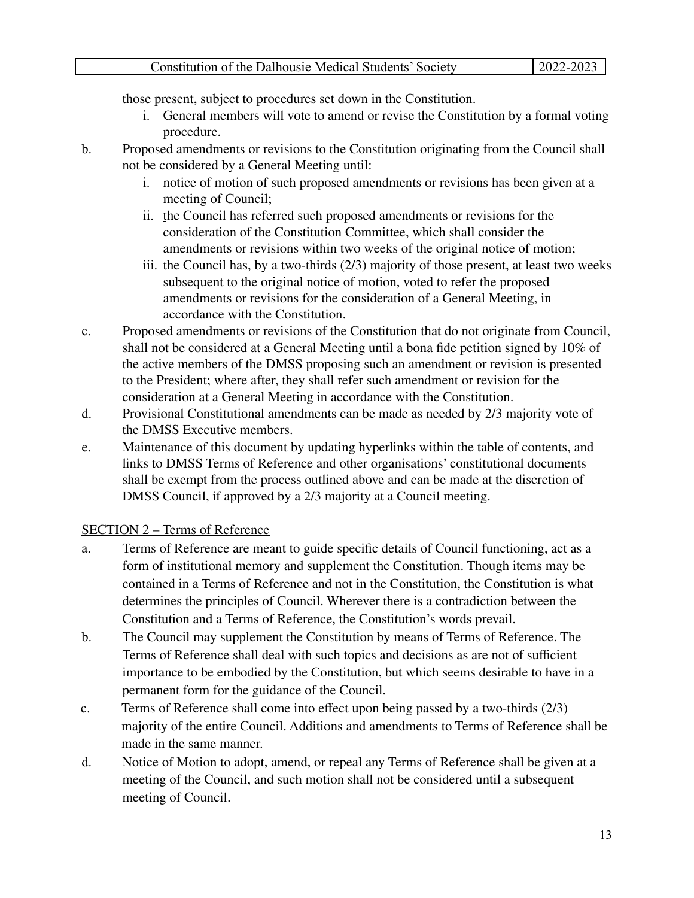those present, subject to procedures set down in the Constitution.

i. General members will vote to amend or revise the Constitution by a formal voting procedure.

b. Proposed amendments or revisions to the Constitution originating from the Council shall not be considered by a General Meeting until:

   i. notice of motion of such proposed amendments or revisions has been given at a meeting of Council;
   ii. the Council has referred such proposed amendments or revisions for the consideration of the Constitution Committee, which shall consider the amendments or revisions within two weeks of the original notice of motion;
   iii. the Council has, by a two-thirds (2/3) majority of those present, at least two weeks subsequent to the original notice of motion, voted to refer the proposed amendments or revisions for the consideration of a General Meeting, in accordance with the Constitution.

c. Proposed amendments or revisions of the Constitution that do not originate from Council, shall not be considered at a General Meeting until a bona fide petition signed by 10% of the active members of the DMSS proposing such an amendment or revision is presented to the President; where after, they shall refer such amendment or revision for the consideration at a General Meeting in accordance with the Constitution.

d. Provisional Constitutional amendments can be made as needed by 2/3 majority vote of the DMSS Executive members.

e. Maintenance of this document by updating hyperlinks within the table of contents, and links to DMSS Terms of Reference and other organisations' constitutional documents shall be exempt from the process outlined above and can be made at the discretion of DMSS Council, if approved by a 2/3 majority at a Council meeting.

SECTION 2 – Terms of Reference

a. Terms of Reference are meant to guide specific details of Council functioning, act as a form of institutional memory and supplement the Constitution. Though items may be contained in a Terms of Reference and not in the Constitution, the Constitution is what determines the principles of Council. Wherever there is a contradiction between the Constitution and a Terms of Reference, the Constitution's words prevail.

b. The Council may supplement the Constitution by means of Terms of Reference. The Terms of Reference shall deal with such topics and decisions as are not of sufficient importance to be embodied by the Constitution, but which seems desirable to have in a permanent form for the guidance of the Council.

c. Terms of Reference shall come into effect upon being passed by a two-thirds (2/3) majority of the entire Council. Additions and amendments to Terms of Reference shall be made in the same manner.

d. Notice of Motion to adopt, amend, or repeal any Terms of Reference shall be given at a meeting of the Council, and such motion shall not be considered until a subsequent meeting of Council.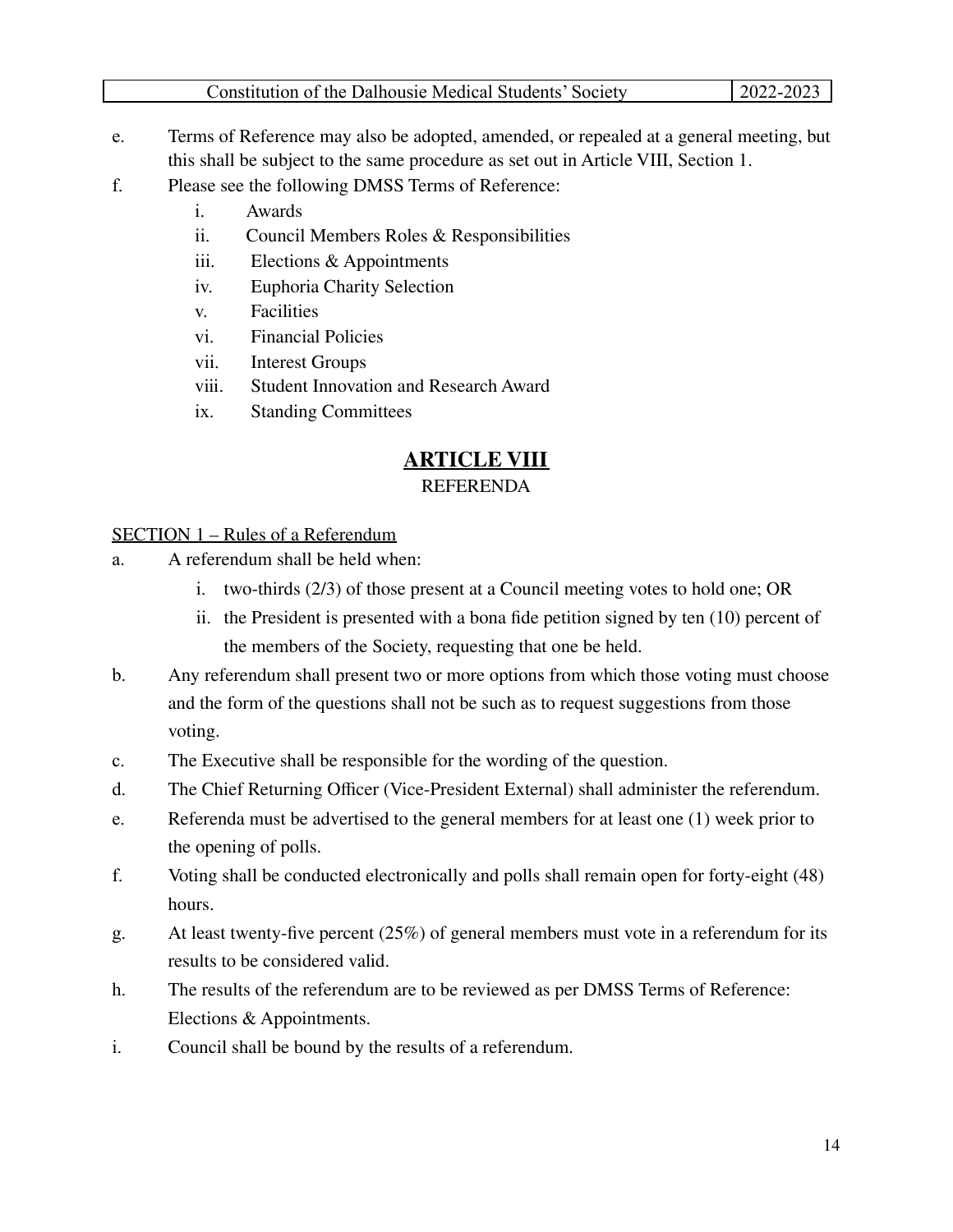e. Terms of Reference may also be adopted, amended, or repealed at a general meeting, but this shall be subject to the same procedure as set out in Article VIII, Section 1.

f. Please see the following DMSS Terms of Reference:
   - i. Awards
   - ii. Council Members Roles & Responsibilities
   - iii. Elections & Appointments
   - iv. Euphoria Charity Selection
   - v. Facilities
   - vi. Financial Policies
   - vii. Interest Groups
   - viii. Student Innovation and Research Award
   - ix. Standing Committees

## ARTICLE VIII

### REFERENDA

SECTION 1 – Rules of a Referendum

a. A referendum shall be held when:
   - i. two-thirds (2/3) of those present at a Council meeting votes to hold one; OR
   - ii. the President is presented with a bona fide petition signed by ten (10) percent of the members of the Society, requesting that one be held.

b. Any referendum shall present two or more options from which those voting must choose and the form of the questions shall not be such as to request suggestions from those voting.

c. The Executive shall be responsible for the wording of the question.

d. The Chief Returning Officer (Vice-President External) shall administer the referendum.

e. Referenda must be advertised to the general members for at least one (1) week prior to the opening of polls.

f. Voting shall be conducted electronically and polls shall remain open for forty-eight (48) hours.

g. At least twenty-five percent (25%) of general members must vote in a referendum for its results to be considered valid.

h. The results of the referendum are to be reviewed as per DMSS Terms of Reference: Elections & Appointments.

i. Council shall be bound by the results of a referendum.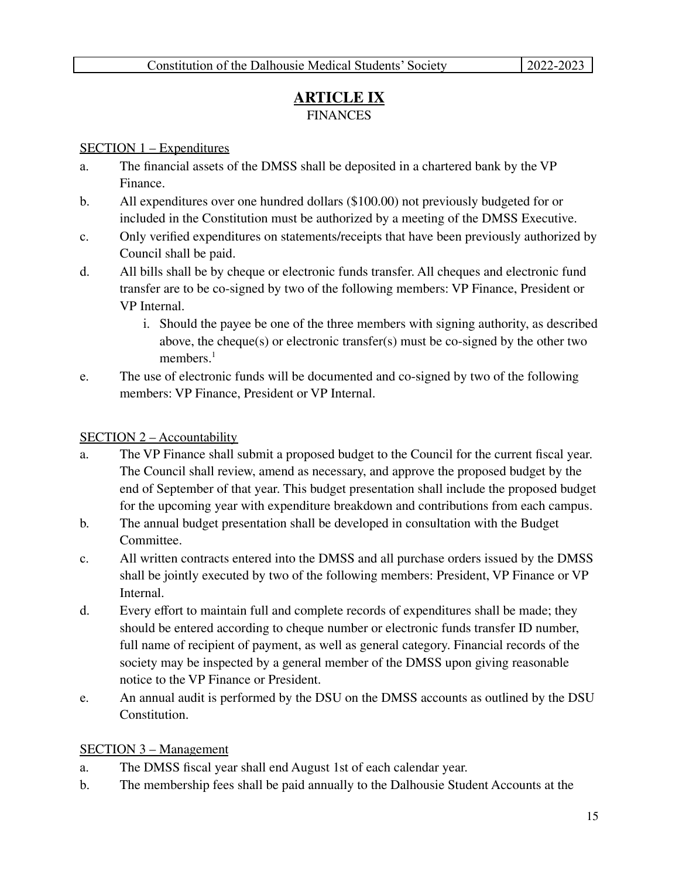# ARTICLE IX

FINANCES

SECTION 1 – Expenditures

a. The financial assets of the DMSS shall be deposited in a chartered bank by the VP Finance.
b. All expenditures over one hundred dollars ($100.00) not previously budgeted for or included in the Constitution must be authorized by a meeting of the DMSS Executive.
c. Only verified expenditures on statements/receipts that have been previously authorized by Council shall be paid.
d. All bills shall be by cheque or electronic funds transfer. All cheques and electronic fund transfer are to be co-signed by two of the following members: VP Finance, President or VP Internal.
   i. Should the payee be one of the three members with signing authority, as described above, the cheque(s) or electronic transfer(s) must be co-signed by the other two members.[1]
e. The use of electronic funds will be documented and co-signed by two of the following members: VP Finance, President or VP Internal.

SECTION 2 – Accountability

a. The VP Finance shall submit a proposed budget to the Council for the current fiscal year. The Council shall review, amend as necessary, and approve the proposed budget by the end of September of that year. This budget presentation shall include the proposed budget for the upcoming year with expenditure breakdown and contributions from each campus.
b. The annual budget presentation shall be developed in consultation with the Budget Committee.
c. All written contracts entered into the DMSS and all purchase orders issued by the DMSS shall be jointly executed by two of the following members: President, VP Finance or VP Internal.
d. Every effort to maintain full and complete records of expenditures shall be made; they should be entered according to cheque number or electronic funds transfer ID number, full name of recipient of payment, as well as general category. Financial records of the society may be inspected by a general member of the DMSS upon giving reasonable notice to the VP Finance or President.
e. An annual audit is performed by the DSU on the DMSS accounts as outlined by the DSU Constitution.

SECTION 3 – Management

a. The DMSS fiscal year shall end August 1st of each calendar year.
b. The membership fees shall be paid annually to the Dalhousie Student Accounts at the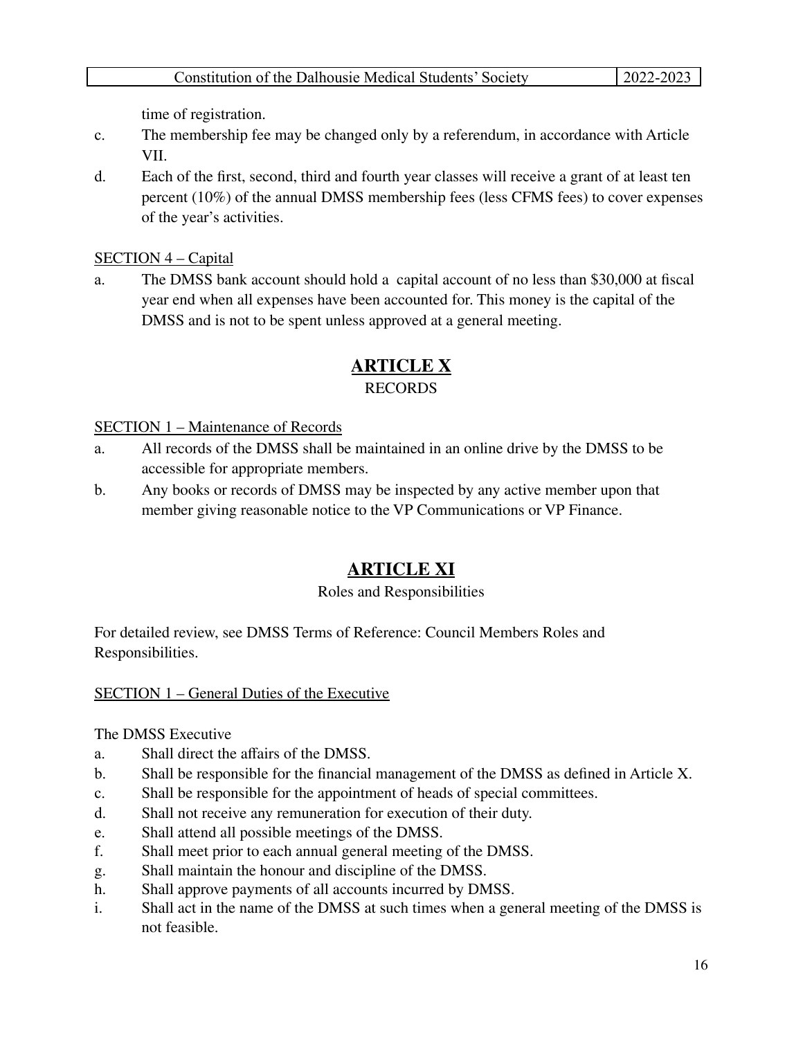time of registration.

c. The membership fee may be changed only by a referendum, in accordance with Article VII.

d. Each of the first, second, third and fourth year classes will receive a grant of at least ten percent (10%) of the annual DMSS membership fees (less CFMS fees) to cover expenses of the year's activities.

SECTION 4 – Capital

a. The DMSS bank account should hold a capital account of no less than $30,000 at fiscal year end when all expenses have been accounted for. This money is the capital of the DMSS and is not to be spent unless approved at a general meeting.

## ARTICLE X

RECORDS

SECTION 1 – Maintenance of Records

a. All records of the DMSS shall be maintained in an online drive by the DMSS to be accessible for appropriate members.

b. Any books or records of DMSS may be inspected by any active member upon that member giving reasonable notice to the VP Communications or VP Finance.

## ARTICLE XI

Roles and Responsibilities

For detailed review, see DMSS Terms of Reference: Council Members Roles and Responsibilities.

SECTION 1 – General Duties of the Executive

The DMSS Executive

a. Shall direct the affairs of the DMSS.

b. Shall be responsible for the financial management of the DMSS as defined in Article X.

c. Shall be responsible for the appointment of heads of special committees.

d. Shall not receive any remuneration for execution of their duty.

e. Shall attend all possible meetings of the DMSS.

f. Shall meet prior to each annual general meeting of the DMSS.

g. Shall maintain the honour and discipline of the DMSS.

h. Shall approve payments of all accounts incurred by DMSS.

i. Shall act in the name of the DMSS at such times when a general meeting of the DMSS is not feasible.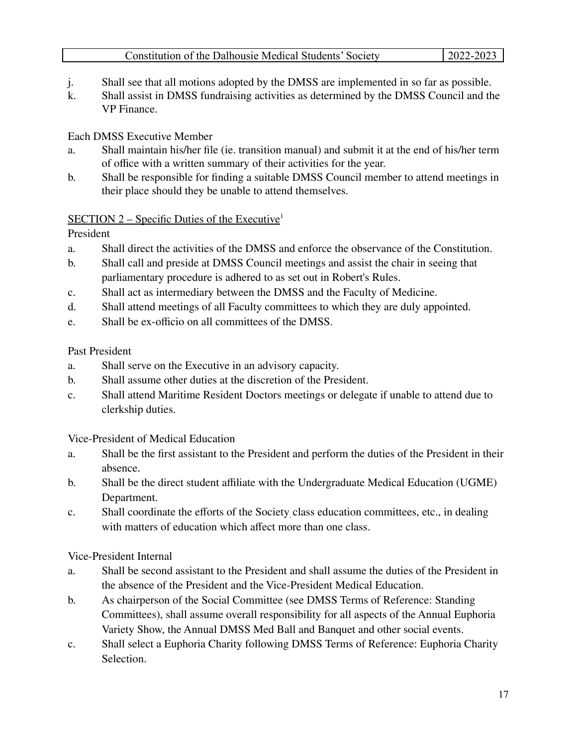j. Shall see that all motions adopted by the DMSS are implemented in so far as possible.
k. Shall assist in DMSS fundraising activities as determined by the DMSS Council and the VP Finance.

Each DMSS Executive Member

a. Shall maintain his/her file (ie. transition manual) and submit it at the end of his/her term of office with a written summary of their activities for the year.
b. Shall be responsible for finding a suitable DMSS Council member to attend meetings in their place should they be unable to attend themselves.

SECTION 2 – Specific Duties of the Executive[1]

President

a. Shall direct the activities of the DMSS and enforce the observance of the Constitution.
b. Shall call and preside at DMSS Council meetings and assist the chair in seeing that parliamentary procedure is adhered to as set out in Robert's Rules.
c. Shall act as intermediary between the DMSS and the Faculty of Medicine.
d. Shall attend meetings of all Faculty committees to which they are duly appointed.
e. Shall be ex-officio on all committees of the DMSS.

Past President

a. Shall serve on the Executive in an advisory capacity.
b. Shall assume other duties at the discretion of the President.
c. Shall attend Maritime Resident Doctors meetings or delegate if unable to attend due to clerkship duties.

Vice-President of Medical Education

a. Shall be the first assistant to the President and perform the duties of the President in their absence.
b. Shall be the direct student affiliate with the Undergraduate Medical Education (UGME) Department.
c. Shall coordinate the efforts of the Society, class education committees, etc., in dealing with matters of education which affect more than one class.

Vice-President Internal

a. Shall be second assistant to the President and shall assume the duties of the President in the absence of the President and the Vice-President Medical Education.
b. As chairperson of the Social Committee (see DMSS Terms of Reference: Standing Committees), shall assume overall responsibility for all aspects of the Annual Euphoria Variety Show, the Annual DMSS Med Ball and Banquet and other social events.
c. Shall select a Euphoria Charity following DMSS Terms of Reference: Euphoria Charity Selection.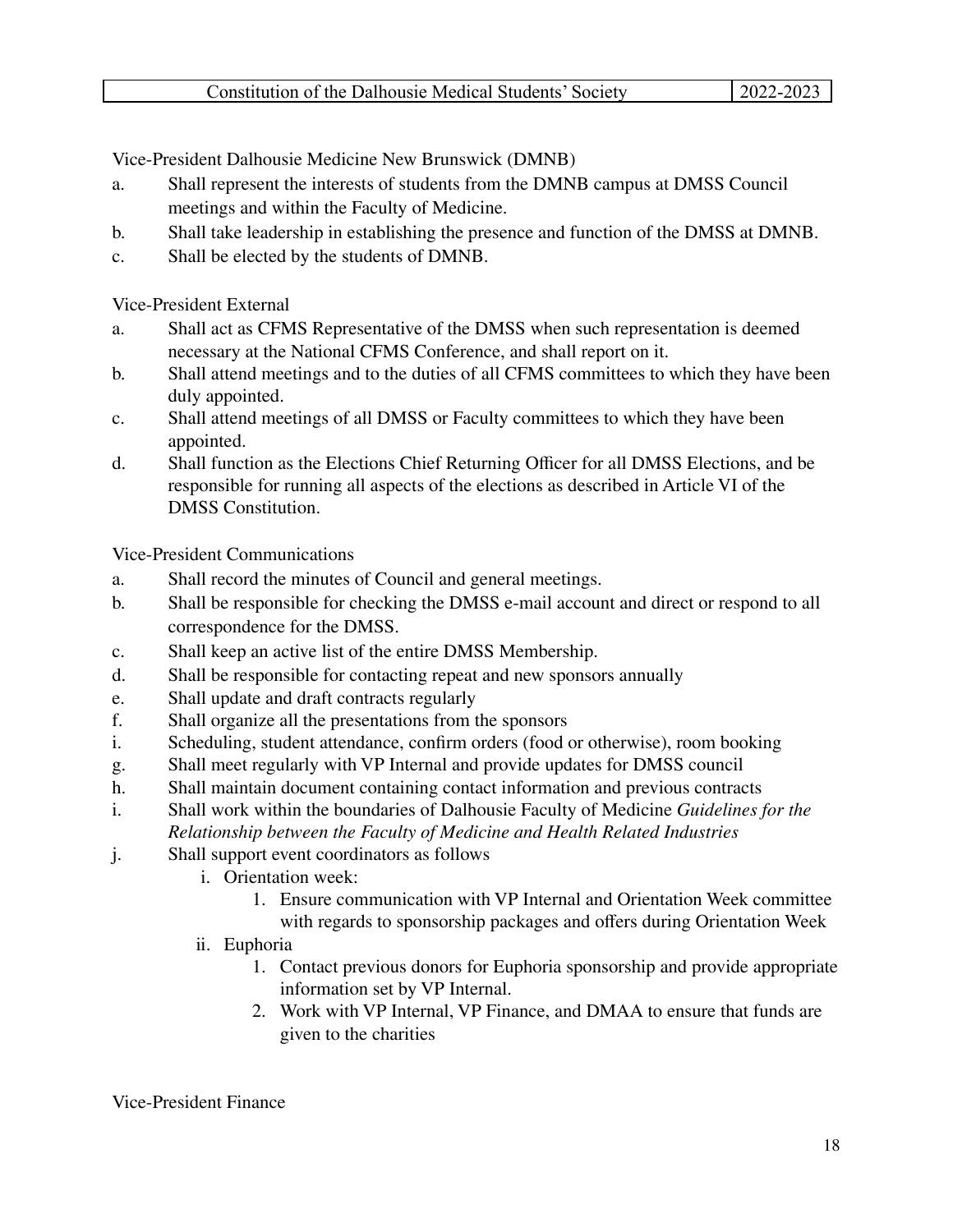Vice-President Dalhousie Medicine New Brunswick (DMNB)

a. Shall represent the interests of students from the DMNB campus at DMSS Council meetings and within the Faculty of Medicine.
b. Shall take leadership in establishing the presence and function of the DMSS at DMNB.
c. Shall be elected by the students of DMNB.

Vice-President External

a. Shall act as CFMS Representative of the DMSS when such representation is deemed necessary at the National CFMS Conference, and shall report on it.
b. Shall attend meetings and to the duties of all CFMS committees to which they have been duly appointed.
c. Shall attend meetings of all DMSS or Faculty committees to which they have been appointed.
d. Shall function as the Elections Chief Returning Officer for all DMSS Elections, and be responsible for running all aspects of the elections as described in Article VI of the DMSS Constitution.

Vice-President Communications

a. Shall record the minutes of Council and general meetings.
b. Shall be responsible for checking the DMSS e-mail account and direct or respond to all correspondence for the DMSS.
c. Shall keep an active list of the entire DMSS Membership.
d. Shall be responsible for contacting repeat and new sponsors annually
e. Shall update and draft contracts regularly
f. Shall organize all the presentations from the sponsors
i. Scheduling, student attendance, confirm orders (food or otherwise), room booking
g. Shall meet regularly with VP Internal and provide updates for DMSS council
h. Shall maintain document containing contact information and previous contracts
i. Shall work within the boundaries of Dalhousie Faculty of Medicine *Guidelines for the Relationship between the Faculty of Medicine and Health Related Industries*
j. Shall support event coordinators as follows
    i. Orientation week:
        1. Ensure communication with VP Internal and Orientation Week committee with regards to sponsorship packages and offers during Orientation Week
    ii. Euphoria
        1. Contact previous donors for Euphoria sponsorship and provide appropriate information set by VP Internal.
        2. Work with VP Internal, VP Finance, and DMAA to ensure that funds are given to the charities

Vice-President Finance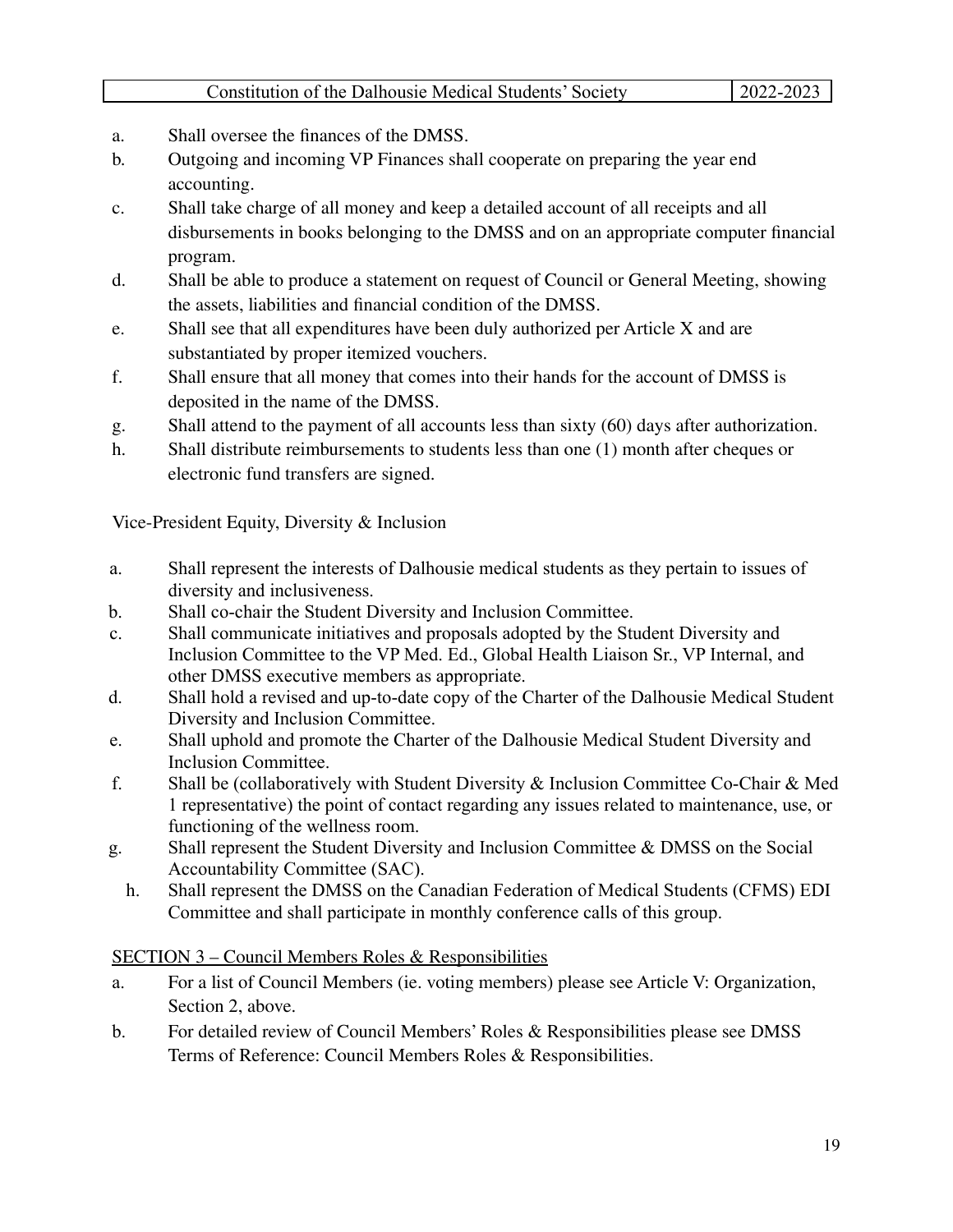a. Shall oversee the finances of the DMSS.
b. Outgoing and incoming VP Finances shall cooperate on preparing the year end accounting.
c. Shall take charge of all money and keep a detailed account of all receipts and all disbursements in books belonging to the DMSS and on an appropriate computer financial program.
d. Shall be able to produce a statement on request of Council or General Meeting, showing the assets, liabilities and financial condition of the DMSS.
e. Shall see that all expenditures have been duly authorized per Article X and are substantiated by proper itemized vouchers.
f. Shall ensure that all money that comes into their hands for the account of DMSS is deposited in the name of the DMSS.
g. Shall attend to the payment of all accounts less than sixty (60) days after authorization.
h. Shall distribute reimbursements to students less than one (1) month after cheques or electronic fund transfers are signed.

Vice-President Equity, Diversity & Inclusion

a. Shall represent the interests of Dalhousie medical students as they pertain to issues of diversity and inclusiveness.
b. Shall co-chair the Student Diversity and Inclusion Committee.
c. Shall communicate initiatives and proposals adopted by the Student Diversity and Inclusion Committee to the VP Med. Ed., Global Health Liaison Sr., VP Internal, and other DMSS executive members as appropriate.
d. Shall hold a revised and up-to-date copy of the Charter of the Dalhousie Medical Student Diversity and Inclusion Committee.
e. Shall uphold and promote the Charter of the Dalhousie Medical Student Diversity and Inclusion Committee.
f. Shall be (collaboratively with Student Diversity & Inclusion Committee Co-Chair & Med 1 representative) the point of contact regarding any issues related to maintenance, use, or functioning of the wellness room.
g. Shall represent the Student Diversity and Inclusion Committee & DMSS on the Social Accountability Committee (SAC).
h. Shall represent the DMSS on the Canadian Federation of Medical Students (CFMS) EDI Committee and shall participate in monthly conference calls of this group.

<u>SECTION 3 – Council Members Roles & Responsibilities</u>

a. For a list of Council Members (ie. voting members) please see Article V: Organization, Section 2, above.
b. For detailed review of Council Members' Roles & Responsibilities please see DMSS Terms of Reference: Council Members Roles & Responsibilities.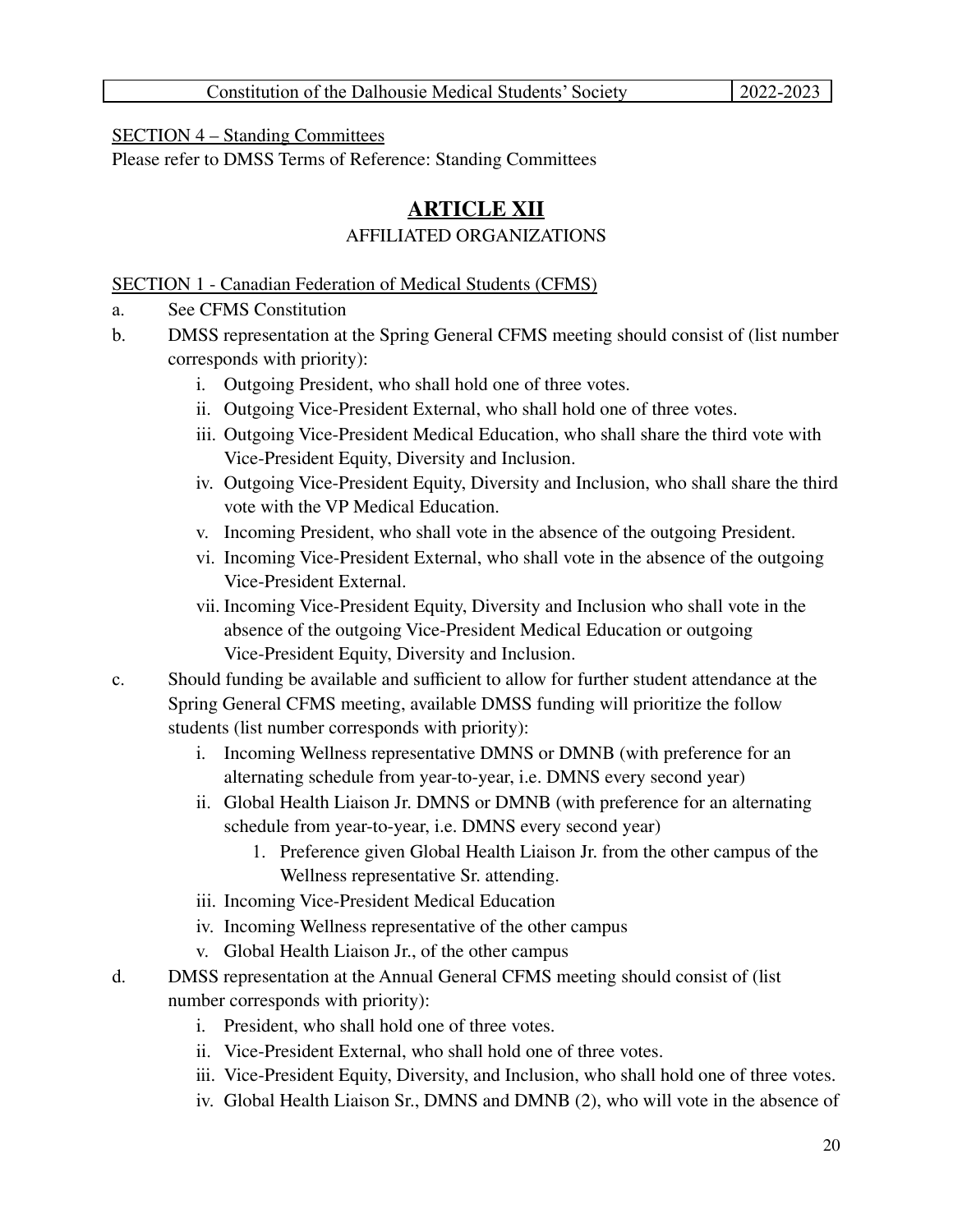SECTION 4 – Standing Committees
Please refer to DMSS Terms of Reference: Standing Committees

## ARTICLE XII

### AFFILIATED ORGANIZATIONS

SECTION 1 - Canadian Federation of Medical Students (CFMS)

a. See CFMS Constitution
b. DMSS representation at the Spring General CFMS meeting should consist of (list number corresponds with priority):
   i. Outgoing President, who shall hold one of three votes.
   ii. Outgoing Vice-President External, who shall hold one of three votes.
   iii. Outgoing Vice-President Medical Education, who shall share the third vote with Vice-President Equity, Diversity and Inclusion.
   iv. Outgoing Vice-President Equity, Diversity and Inclusion, who shall share the third vote with the VP Medical Education.
   v. Incoming President, who shall vote in the absence of the outgoing President.
   vi. Incoming Vice-President External, who shall vote in the absence of the outgoing Vice-President External.
   vii. Incoming Vice-President Equity, Diversity and Inclusion who shall vote in the absence of the outgoing Vice-President Medical Education or outgoing Vice-President Equity, Diversity and Inclusion.
c. Should funding be available and sufficient to allow for further student attendance at the Spring General CFMS meeting, available DMSS funding will prioritize the follow students (list number corresponds with priority):
   i. Incoming Wellness representative DMNS or DMNB (with preference for an alternating schedule from year-to-year, i.e. DMNS every second year)
   ii. Global Health Liaison Jr. DMNS or DMNB (with preference for an alternating schedule from year-to-year, i.e. DMNS every second year)
      1. Preference given Global Health Liaison Jr. from the other campus of the Wellness representative Sr. attending.
   iii. Incoming Vice-President Medical Education
   iv. Incoming Wellness representative of the other campus
   v. Global Health Liaison Jr., of the other campus
d. DMSS representation at the Annual General CFMS meeting should consist of (list number corresponds with priority):
   i. President, who shall hold one of three votes.
   ii. Vice-President External, who shall hold one of three votes.
   iii. Vice-President Equity, Diversity, and Inclusion, who shall hold one of three votes.
   iv. Global Health Liaison Sr., DMNS and DMNB (2), who will vote in the absence of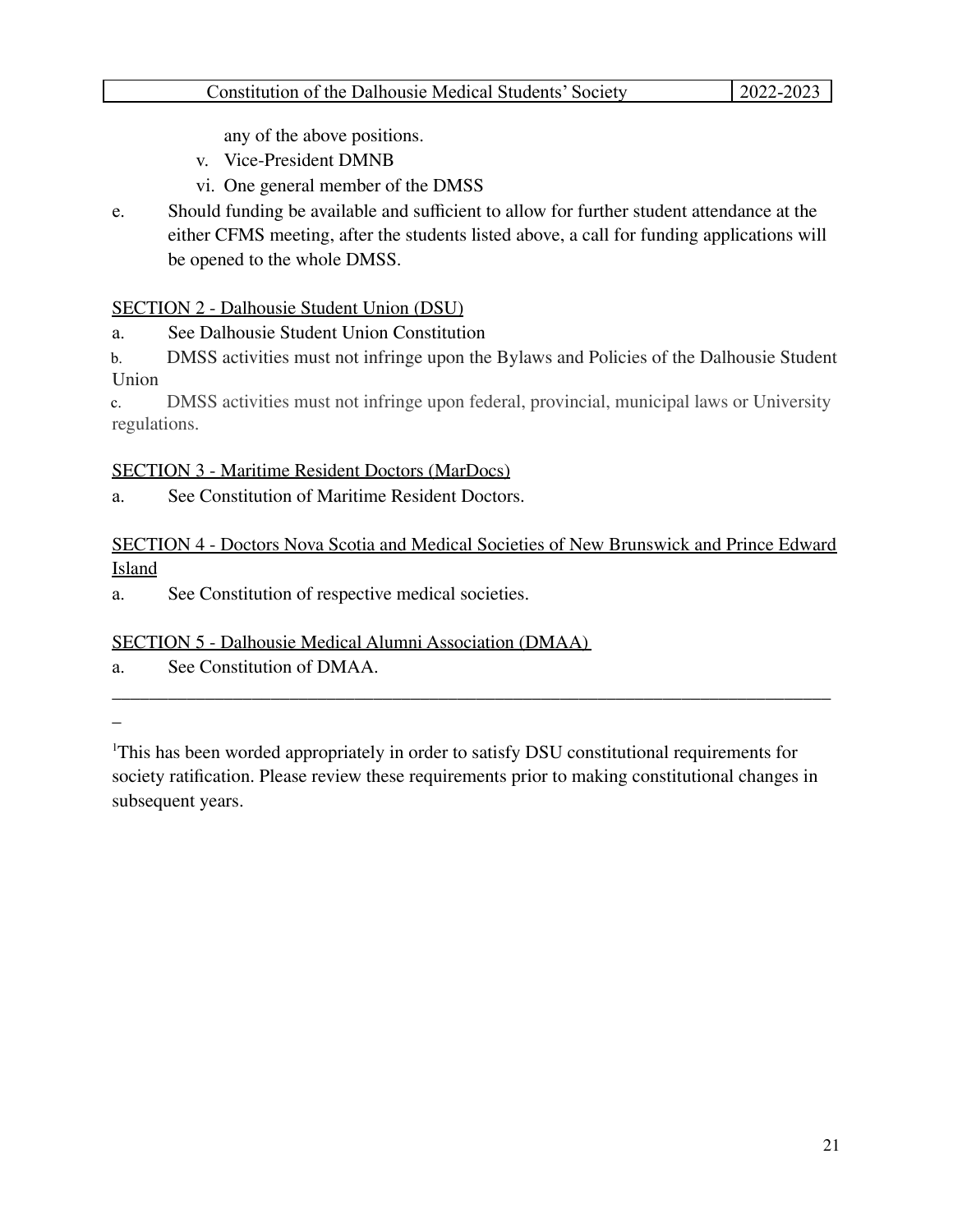any of the above positions.

v. Vice-President DMNB

vi. One general member of the DMSS

e. Should funding be available and sufficient to allow for further student attendance at the either CFMS meeting, after the students listed above, a call for funding applications will be opened to the whole DMSS.

SECTION 2 - Dalhousie Student Union (DSU)

a. See Dalhousie Student Union Constitution

b. DMSS activities must not infringe upon the Bylaws and Policies of the Dalhousie Student Union

c. DMSS activities must not infringe upon federal, provincial, municipal laws or University regulations.

SECTION 3 - Maritime Resident Doctors (MarDocs)

a. See Constitution of Maritime Resident Doctors.

SECTION 4 - Doctors Nova Scotia and Medical Societies of New Brunswick and Prince Edward Island

a. See Constitution of respective medical societies.

SECTION 5 - Dalhousie Medical Alumni Association (DMAA)

a. See Constitution of DMAA.

---

[1]This has been worded appropriately in order to satisfy DSU constitutional requirements for society ratification. Please review these requirements prior to making constitutional changes in subsequent years.